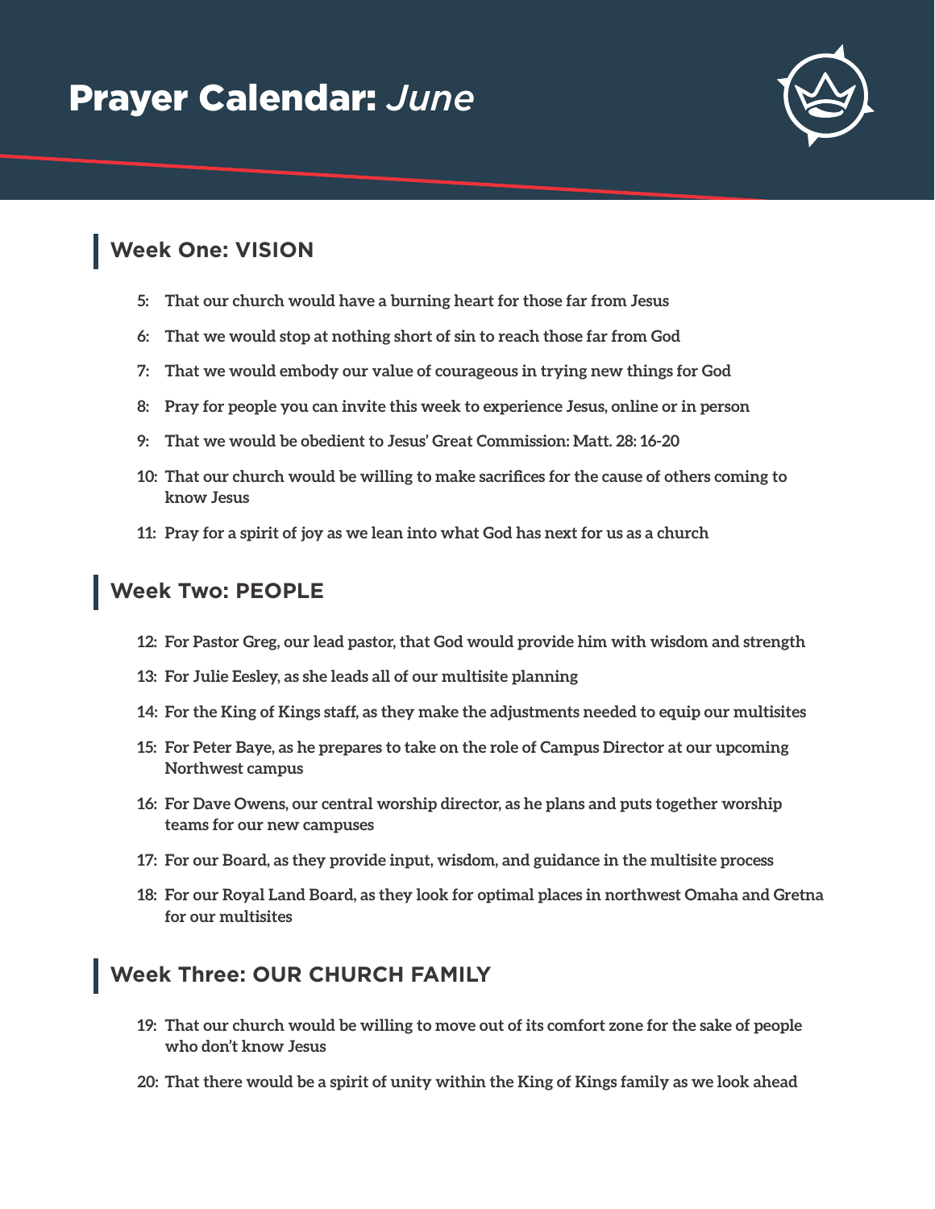# Prayer Calendar: *June*

## Week One: VISION

- **5: That our church would have a burning heart for those far from Jesus**
- **6: That we would stop at nothing short of sin to reach those far from God**
- **7: That we would embody our value of courageous in trying new things for God**
- **8: Pray for people you can invite this week to experience Jesus, online or in person**
- **9: That we would be obedient to Jesus' Great Commission: Matt. 28: 16-20**
- **10: That our church would be willing to make sacrifices for the cause of others coming to know Jesus**
- **11: Pray for a spirit of joy as we lean into what God has next for us as a church**

## Week Two: PEOPLE

- **12: For Pastor Greg, our lead pastor, that God would provide him with wisdom and strength**
- **13: For Julie Eesley, as she leads all of our multisite planning**
- **14: For the King of Kings staff, as they make the adjustments needed to equip our multisites**
- **15: For Peter Baye, as he prepares to take on the role of Campus Director at our upcoming Northwest campus**
- **16: For Dave Owens, our central worship director, as he plans and puts together worship teams for our new campuses**
- **17: For our Board, as they provide input, wisdom, and guidance in the multisite process**
- **18: For our Royal Land Board, as they look for optimal places in northwest Omaha and Gretna for our multisites**

## Week Three: OUR CHURCH FAMILY

- **19: That our church would be willing to move out of its comfort zone for the sake of people who don't know Jesus**
- **20: That there would be a spirit of unity within the King of Kings family as we look ahead**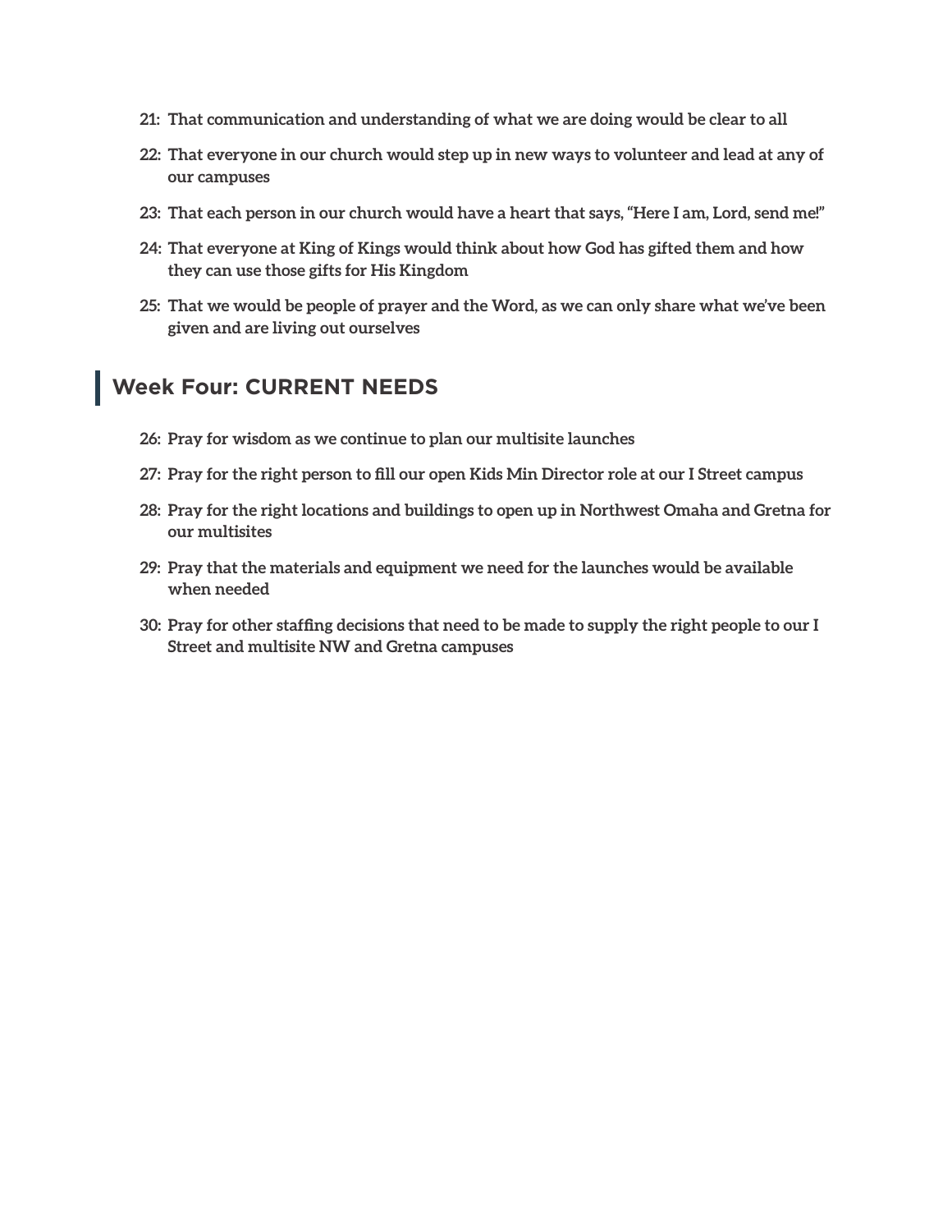**21: That communication and understanding of what we are doing would be clear to all**

**22: That everyone in our church would step up in new ways to volunteer and lead at any of our campuses**

**23: That each person in our church would have a heart that says, "Here I am, Lord, send me!"**

**24: That everyone at King of Kings would think about how God has gifted them and how they can use those gifts for His Kingdom**

**25: That we would be people of prayer and the Word, as we can only share what we've been given and are living out ourselves**

## Week Four: CURRENT NEEDS

**26: Pray for wisdom as we continue to plan our multisite launches**

**27: Pray for the right person to fill our open Kids Min Director role at our I Street campus**

**28: Pray for the right locations and buildings to open up in Northwest Omaha and Gretna for our multisites**

**29: Pray that the materials and equipment we need for the launches would be available when needed**

**30: Pray for other staffing decisions that need to be made to supply the right people to our I Street and multisite NW and Gretna campuses**